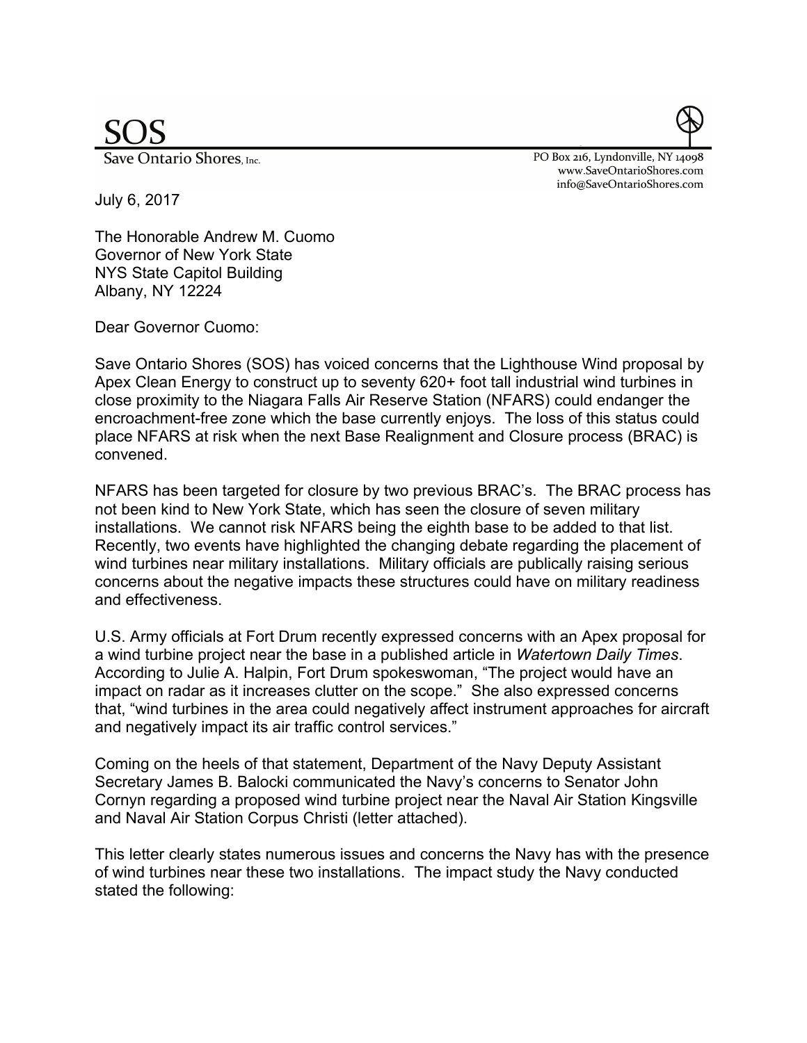# SOS

Save Ontario Shores, Inc.

PO Box 216, Lyndonville, NY 14098
www.SaveOntarioShores.com
info@SaveOntarioShores.com

July 6, 2017

The Honorable Andrew M. Cuomo
Governor of New York State
NYS State Capitol Building
Albany, NY 12224

Dear Governor Cuomo:

Save Ontario Shores (SOS) has voiced concerns that the Lighthouse Wind proposal by Apex Clean Energy to construct up to seventy 620+ foot tall industrial wind turbines in close proximity to the Niagara Falls Air Reserve Station (NFARS) could endanger the encroachment-free zone which the base currently enjoys. The loss of this status could place NFARS at risk when the next Base Realignment and Closure process (BRAC) is convened.

NFARS has been targeted for closure by two previous BRAC's. The BRAC process has not been kind to New York State, which has seen the closure of seven military installations. We cannot risk NFARS being the eighth base to be added to that list. Recently, two events have highlighted the changing debate regarding the placement of wind turbines near military installations. Military officials are publically raising serious concerns about the negative impacts these structures could have on military readiness and effectiveness.

U.S. Army officials at Fort Drum recently expressed concerns with an Apex proposal for a wind turbine project near the base in a published article in *Watertown Daily Times*. According to Julie A. Halpin, Fort Drum spokeswoman, "The project would have an impact on radar as it increases clutter on the scope." She also expressed concerns that, "wind turbines in the area could negatively affect instrument approaches for aircraft and negatively impact its air traffic control services."

Coming on the heels of that statement, Department of the Navy Deputy Assistant Secretary James B. Balocki communicated the Navy's concerns to Senator John Cornyn regarding a proposed wind turbine project near the Naval Air Station Kingsville and Naval Air Station Corpus Christi (letter attached).

This letter clearly states numerous issues and concerns the Navy has with the presence of wind turbines near these two installations. The impact study the Navy conducted stated the following: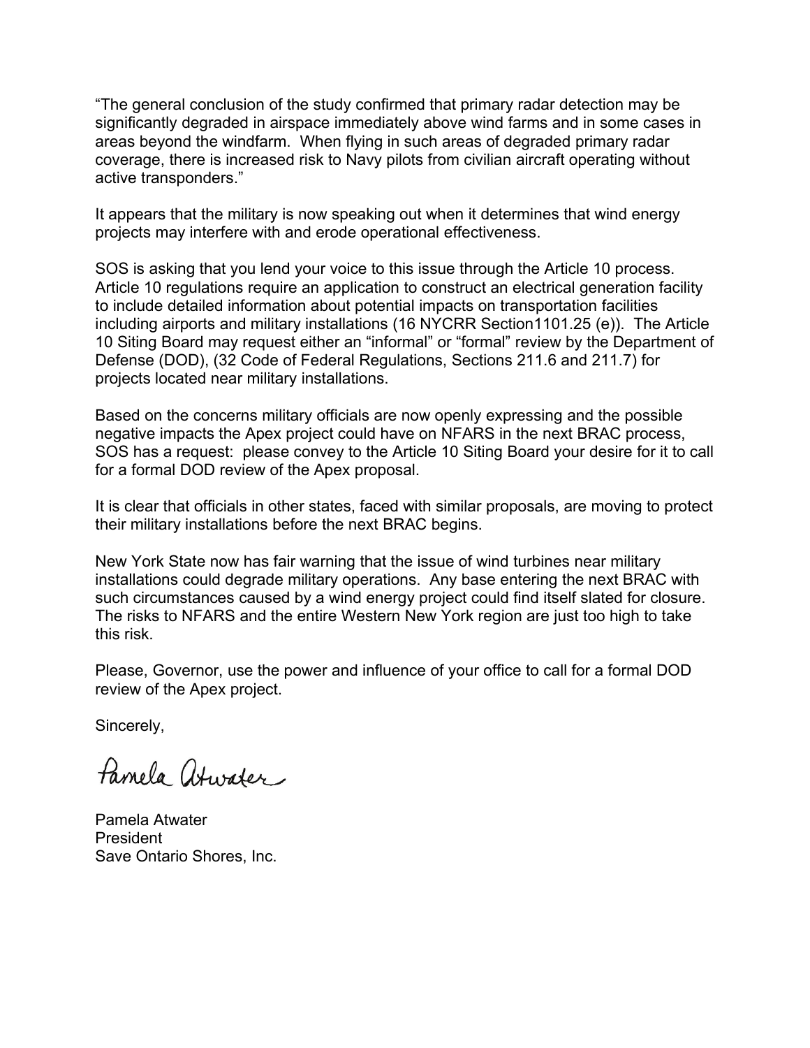"The general conclusion of the study confirmed that primary radar detection may be significantly degraded in airspace immediately above wind farms and in some cases in areas beyond the windfarm. When flying in such areas of degraded primary radar coverage, there is increased risk to Navy pilots from civilian aircraft operating without active transponders."

It appears that the military is now speaking out when it determines that wind energy projects may interfere with and erode operational effectiveness.

SOS is asking that you lend your voice to this issue through the Article 10 process. Article 10 regulations require an application to construct an electrical generation facility to include detailed information about potential impacts on transportation facilities including airports and military installations (16 NYCRR Section1101.25 (e)). The Article 10 Siting Board may request either an "informal" or "formal" review by the Department of Defense (DOD), (32 Code of Federal Regulations, Sections 211.6 and 211.7) for projects located near military installations.

Based on the concerns military officials are now openly expressing and the possible negative impacts the Apex project could have on NFARS in the next BRAC process, SOS has a request: please convey to the Article 10 Siting Board your desire for it to call for a formal DOD review of the Apex proposal.

It is clear that officials in other states, faced with similar proposals, are moving to protect their military installations before the next BRAC begins.

New York State now has fair warning that the issue of wind turbines near military installations could degrade military operations. Any base entering the next BRAC with such circumstances caused by a wind energy project could find itself slated for closure. The risks to NFARS and the entire Western New York region are just too high to take this risk.

Please, Governor, use the power and influence of your office to call for a formal DOD review of the Apex project.

Sincerely,

Pamela Atwater

Pamela Atwater  
President  
Save Ontario Shores, Inc.